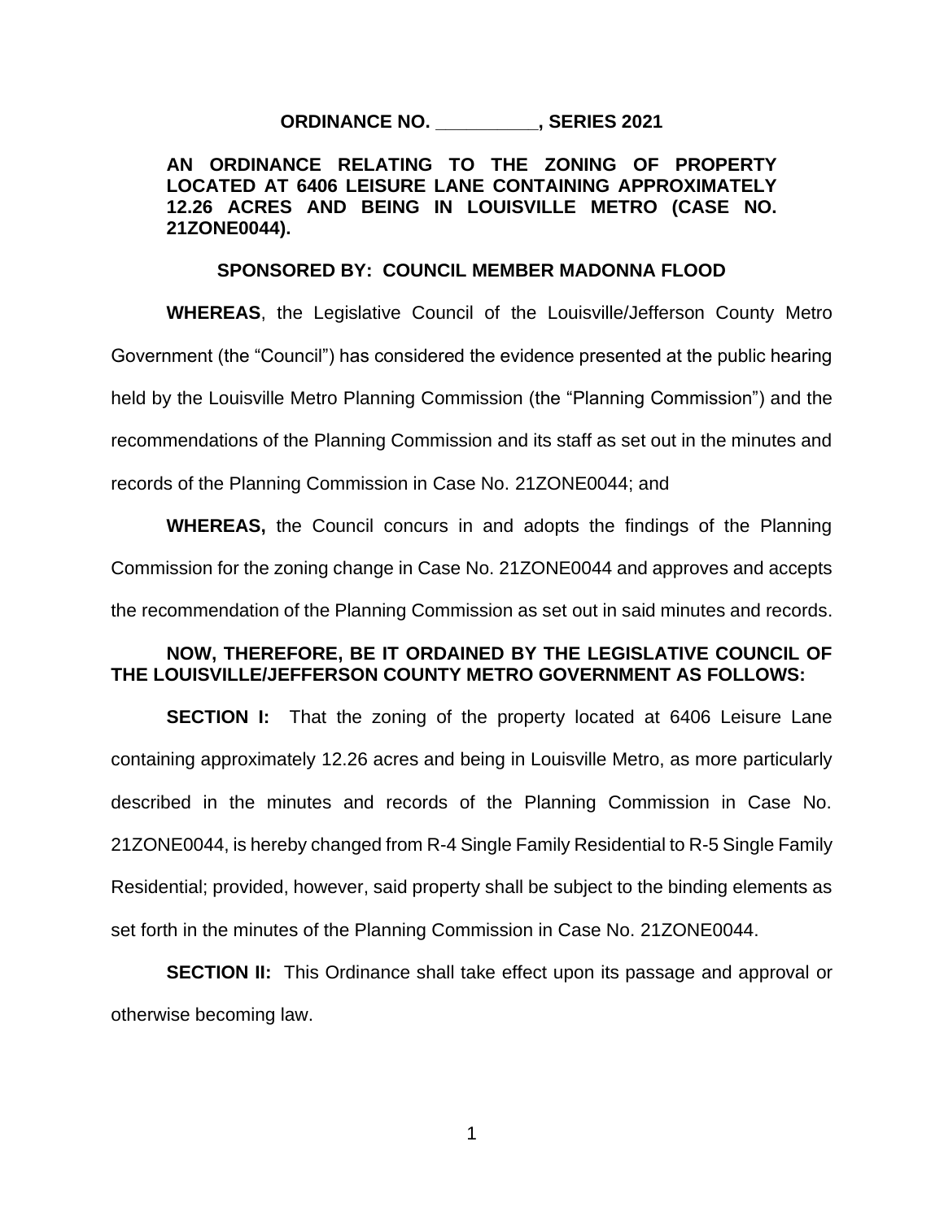**ORDINANCE NO. __________, SERIES 2021**

**AN ORDINANCE RELATING TO THE ZONING OF PROPERTY LOCATED AT 6406 LEISURE LANE CONTAINING APPROXIMATELY 12.26 ACRES AND BEING IN LOUISVILLE METRO (CASE NO. 21ZONE0044).**

**SPONSORED BY: COUNCIL MEMBER MADONNA FLOOD**

**WHEREAS**, the Legislative Council of the Louisville/Jefferson County Metro Government (the "Council") has considered the evidence presented at the public hearing held by the Louisville Metro Planning Commission (the "Planning Commission") and the recommendations of the Planning Commission and its staff as set out in the minutes and records of the Planning Commission in Case No. 21ZONE0044; and

**WHEREAS,** the Council concurs in and adopts the findings of the Planning Commission for the zoning change in Case No. 21ZONE0044 and approves and accepts the recommendation of the Planning Commission as set out in said minutes and records.

**NOW, THEREFORE, BE IT ORDAINED BY THE LEGISLATIVE COUNCIL OF THE LOUISVILLE/JEFFERSON COUNTY METRO GOVERNMENT AS FOLLOWS:**

**SECTION I:** That the zoning of the property located at 6406 Leisure Lane containing approximately 12.26 acres and being in Louisville Metro, as more particularly described in the minutes and records of the Planning Commission in Case No. 21ZONE0044, is hereby changed from R-4 Single Family Residential to R-5 Single Family Residential; provided, however, said property shall be subject to the binding elements as set forth in the minutes of the Planning Commission in Case No. 21ZONE0044.

**SECTION II:** This Ordinance shall take effect upon its passage and approval or otherwise becoming law.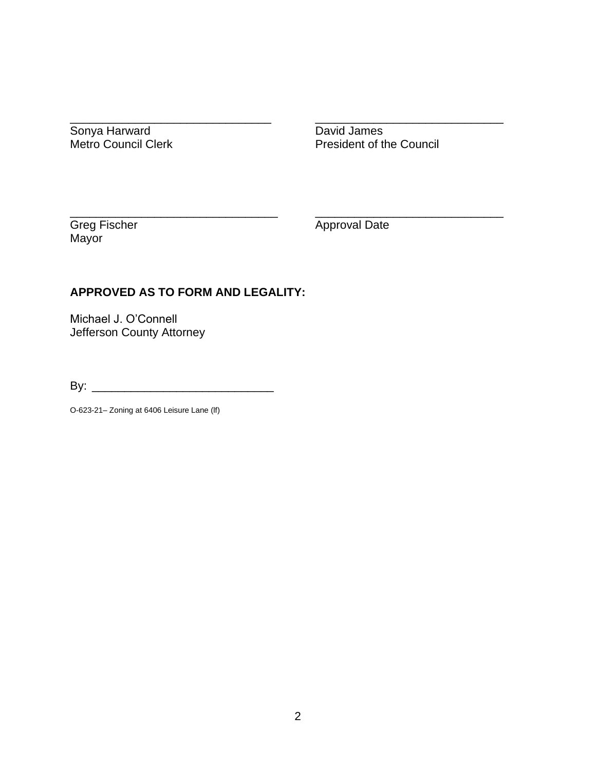\_\_\_\_\_\_\_\_\_\_\_\_\_\_\_\_\_\_\_\_\_\_\_\_\_\_\_\_\_\_\_
Sonya Harward
Metro Council Clerk

\_\_\_\_\_\_\_\_\_\_\_\_\_\_\_\_\_\_\_\_\_\_\_\_\_\_\_\_\_\_\_
David James
President of the Council

\_\_\_\_\_\_\_\_\_\_\_\_\_\_\_\_\_\_\_\_\_\_\_\_\_\_\_\_\_\_\_
Greg Fischer
Mayor

\_\_\_\_\_\_\_\_\_\_\_\_\_\_\_\_\_\_\_\_\_\_\_\_\_\_\_\_\_\_\_
Approval Date

**APPROVED AS TO FORM AND LEGALITY:**

Michael J. O'Connell
Jefferson County Attorney

By: \_\_\_\_\_\_\_\_\_\_\_\_\_\_\_\_\_\_\_\_\_\_\_\_\_\_\_\_

O-623-21– Zoning at 6406 Leisure Lane (lf)